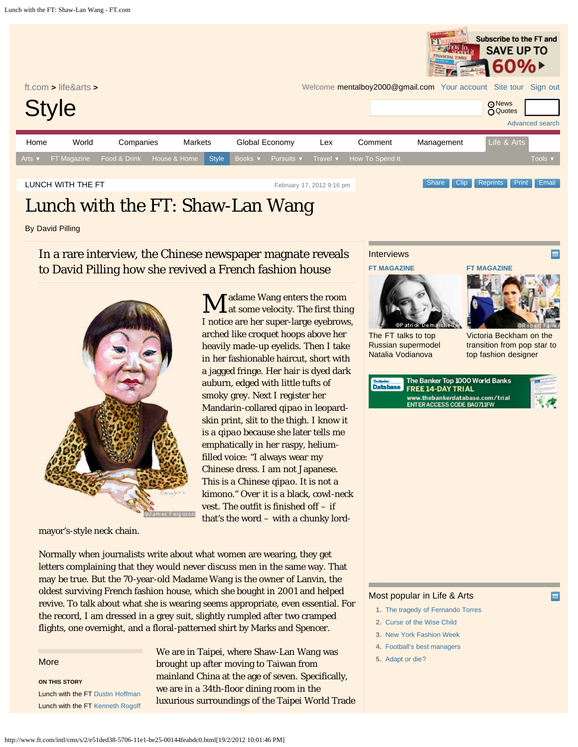LUNCH WITH THE FT

February 17, 2012 9:16 pm

# Lunch with the FT: Shaw-Lan Wang

By David Pilling

## In a rare interview, the Chinese newspaper magnate reveals to David Pilling how she revived a French fashion house

©James Ferguson

Madame Wang enters the room at some velocity. The first thing I notice are her super-large eyebrows, arched like croquet hoops above her heavily made-up eyelids. Then I take in her fashionable haircut, short with a jagged fringe. Her hair is dyed dark auburn, edged with little tufts of smoky grey. Next I register her Mandarin-collared qipao in leopard-skin print, slit to the thigh. I know it is a qipao because she later tells me emphatically in her raspy, helium-filled voice: "I always wear my Chinese dress. I am not Japanese. This is a Chinese qipao. It is not a kimono." Over it is a black, cowl-neck vest. The outfit is finished off – if that's the word – with a chunky lord-mayor's-style neck chain.

Normally when journalists write about what women are wearing, they get letters complaining that they would never discuss men in the same way. That may be true. But the 70-year-old Madame Wang is the owner of Lanvin, the oldest surviving French fashion house, which she bought in 2001 and helped revive. To talk about what she is wearing seems appropriate, even essential. For the record, I am dressed in a grey suit, slightly rumpled after two cramped flights, one overnight, and a floral-patterned shirt by Marks and Spencer.

We are in Taipei, where Shaw-Lan Wang was brought up after moving to Taiwan from mainland China at the age of seven. Specifically, we are in a 34th-floor dining room in the luxurious surroundings of the Taipei World Trade

**More**

ON THIS STORY

- Lunch with the FT Dustin Hoffman
- Lunch with the FT Kenneth Rogoff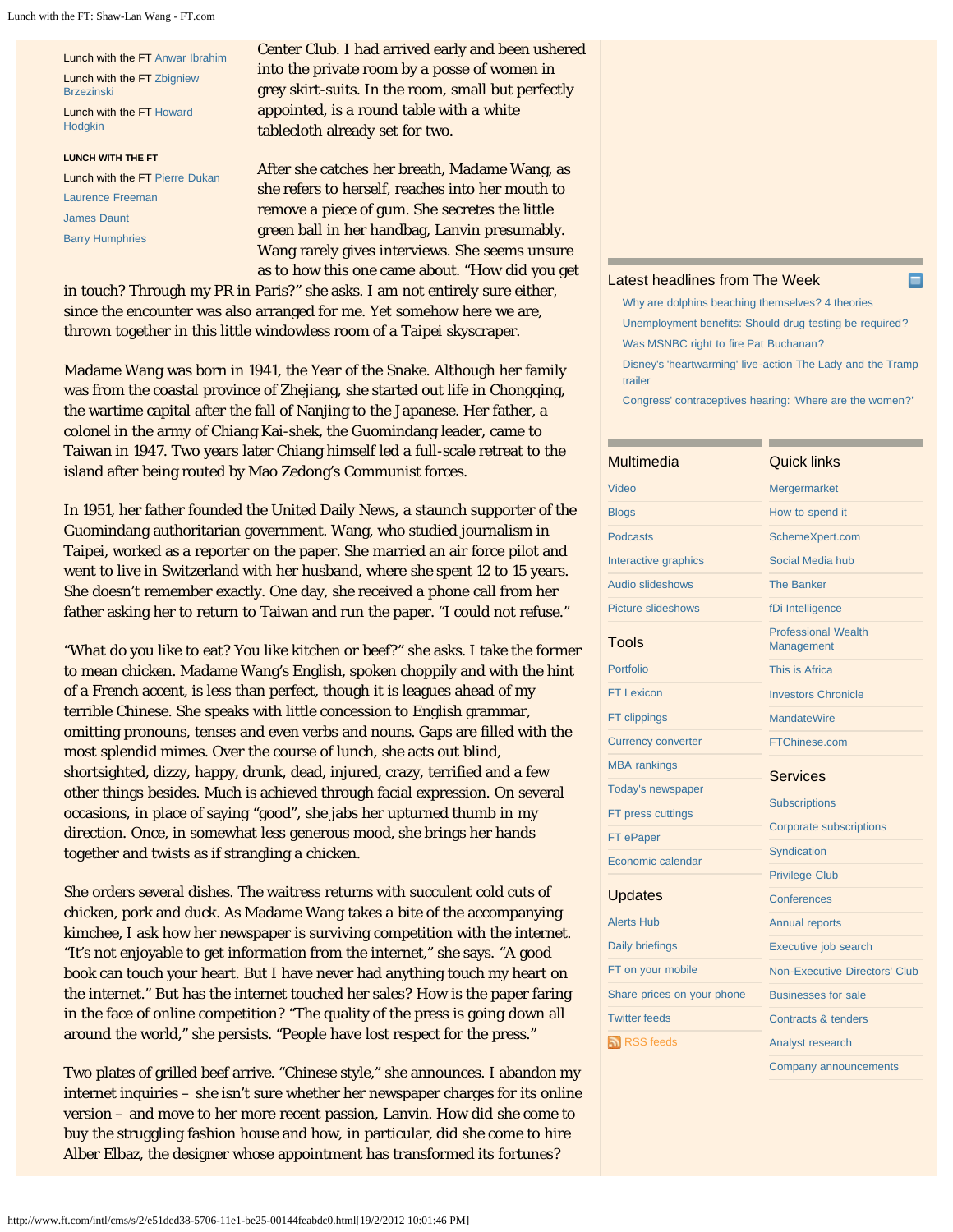Center Club. I had arrived early and been ushered into the private room by a posse of women in grey skirt-suits. In the room, small but perfectly appointed, is a round table with a white tablecloth already set for two.

After she catches her breath, Madame Wang, as she refers to herself, reaches into her mouth to remove a piece of gum. She secretes the little green ball in her handbag, Lanvin presumably. Wang rarely gives interviews. She seems unsure as to how this one came about. "How did you get in touch? Through my PR in Paris?" she asks. I am not entirely sure either, since the encounter was also arranged for me. Yet somehow here we are, thrown together in this little windowless room of a Taipei skyscraper.

Madame Wang was born in 1941, the Year of the Snake. Although her family was from the coastal province of Zhejiang, she started out life in Chongqing, the wartime capital after the fall of Nanjing to the Japanese. Her father, a colonel in the army of Chiang Kai-shek, the Guomindang leader, came to Taiwan in 1947. Two years later Chiang himself led a full-scale retreat to the island after being routed by Mao Zedong's Communist forces.

In 1951, her father founded the United Daily News, a staunch supporter of the Guomindang authoritarian government. Wang, who studied journalism in Taipei, worked as a reporter on the paper. She married an air force pilot and went to live in Switzerland with her husband, where she spent 12 to 15 years. She doesn't remember exactly. One day, she received a phone call from her father asking her to return to Taiwan and run the paper. "I could not refuse."

"What do you like to eat? You like kitchen or beef?" she asks. I take the former to mean chicken. Madame Wang's English, spoken choppily and with the hint of a French accent, is less than perfect, though it is leagues ahead of my terrible Chinese. She speaks with little concession to English grammar, omitting pronouns, tenses and even verbs and nouns. Gaps are filled with the most splendid mimes. Over the course of lunch, she acts out blind, shortsighted, dizzy, happy, drunk, dead, injured, crazy, terrified and a few other things besides. Much is achieved through facial expression. On several occasions, in place of saying "good", she jabs her upturned thumb in my direction. Once, in somewhat less generous mood, she brings her hands together and twists as if strangling a chicken.

She orders several dishes. The waitress returns with succulent cold cuts of chicken, pork and duck. As Madame Wang takes a bite of the accompanying kimchee, I ask how her newspaper is surviving competition with the internet. "It's not enjoyable to get information from the internet," she says. "A good book can touch your heart. But I have never had anything touch my heart on the internet." But has the internet touched her sales? How is the paper faring in the face of online competition? "The quality of the press is going down all around the world," she persists. "People have lost respect for the press."

Two plates of grilled beef arrive. "Chinese style," she announces. I abandon my internet inquiries – she isn't sure whether her newspaper charges for its online version – and move to her more recent passion, Lanvin. How did she come to buy the struggling fashion house and how, in particular, did she come to hire Alber Elbaz, the designer whose appointment has transformed its fortunes?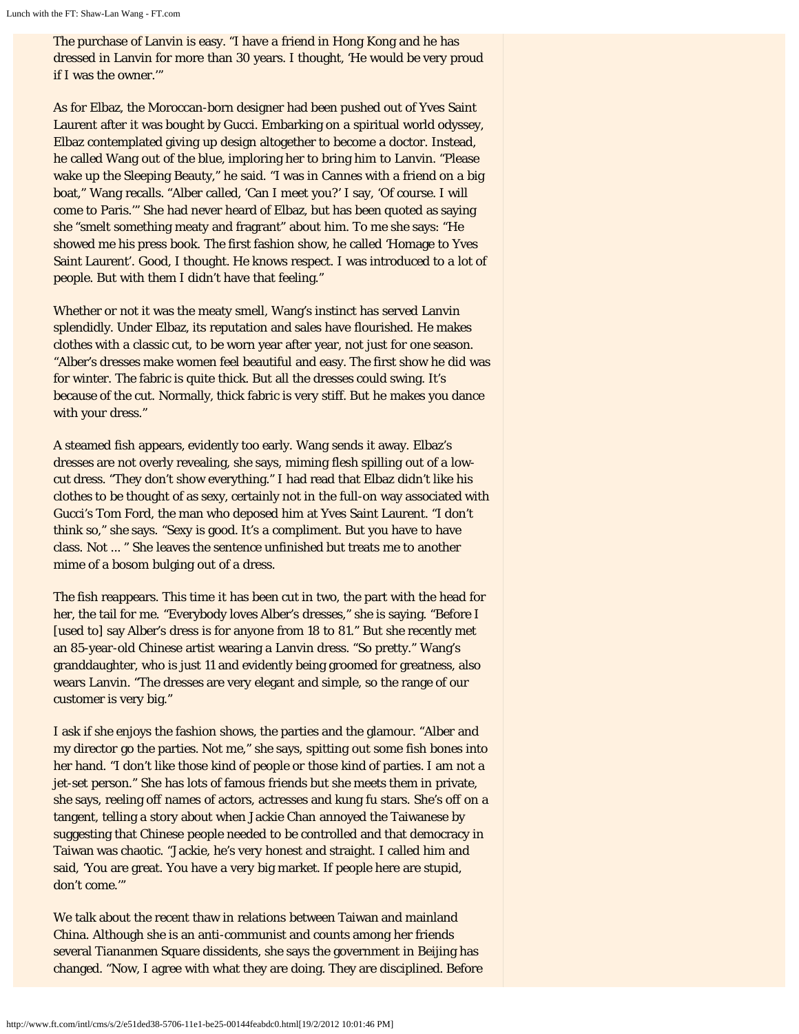The purchase of Lanvin is easy. "I have a friend in Hong Kong and he has dressed in Lanvin for more than 30 years. I thought, 'He would be very proud if I was the owner.'"

As for Elbaz, the Moroccan-born designer had been pushed out of Yves Saint Laurent after it was bought by Gucci. Embarking on a spiritual world odyssey, Elbaz contemplated giving up design altogether to become a doctor. Instead, he called Wang out of the blue, imploring her to bring him to Lanvin. "Please wake up the Sleeping Beauty," he said. "I was in Cannes with a friend on a big boat," Wang recalls. "Alber called, 'Can I meet you?' I say, 'Of course. I will come to Paris.'" She had never heard of Elbaz, but has been quoted as saying she "smelt something meaty and fragrant" about him. To me she says: "He showed me his press book. The first fashion show, he called 'Homage to Yves Saint Laurent'. Good, I thought. He knows respect. I was introduced to a lot of people. But with them I didn't have that feeling."

Whether or not it was the meaty smell, Wang's instinct has served Lanvin splendidly. Under Elbaz, its reputation and sales have flourished. He makes clothes with a classic cut, to be worn year after year, not just for one season. "Alber's dresses make women feel beautiful and easy. The first show he did was for winter. The fabric is quite thick. But all the dresses could swing. It's because of the cut. Normally, thick fabric is very stiff. But he makes you dance with your dress."

A steamed fish appears, evidently too early. Wang sends it away. Elbaz's dresses are not overly revealing, she says, miming flesh spilling out of a low-cut dress. "They don't show everything." I had read that Elbaz didn't like his clothes to be thought of as sexy, certainly not in the full-on way associated with Gucci's Tom Ford, the man who deposed him at Yves Saint Laurent. "I don't think so," she says. "Sexy is good. It's a compliment. But you have to have class. Not ... " She leaves the sentence unfinished but treats me to another mime of a bosom bulging out of a dress.

The fish reappears. This time it has been cut in two, the part with the head for her, the tail for me. "Everybody loves Alber's dresses," she is saying. "Before I [used to] say Alber's dress is for anyone from 18 to 81." But she recently met an 85-year-old Chinese artist wearing a Lanvin dress. "So pretty." Wang's granddaughter, who is just 11 and evidently being groomed for greatness, also wears Lanvin. "The dresses are very elegant and simple, so the range of our customer is very big."

I ask if she enjoys the fashion shows, the parties and the glamour. "Alber and my director go the parties. Not me," she says, spitting out some fish bones into her hand. "I don't like those kind of people or those kind of parties. I am not a jet-set person." She has lots of famous friends but she meets them in private, she says, reeling off names of actors, actresses and kung fu stars. She's off on a tangent, telling a story about when Jackie Chan annoyed the Taiwanese by suggesting that Chinese people needed to be controlled and that democracy in Taiwan was chaotic. "Jackie, he's very honest and straight. I called him and said, 'You are great. You have a very big market. If people here are stupid, don't come.'"

We talk about the recent thaw in relations between Taiwan and mainland China. Although she is an anti-communist and counts among her friends several Tiananmen Square dissidents, she says the government in Beijing has changed. "Now, I agree with what they are doing. They are disciplined. Before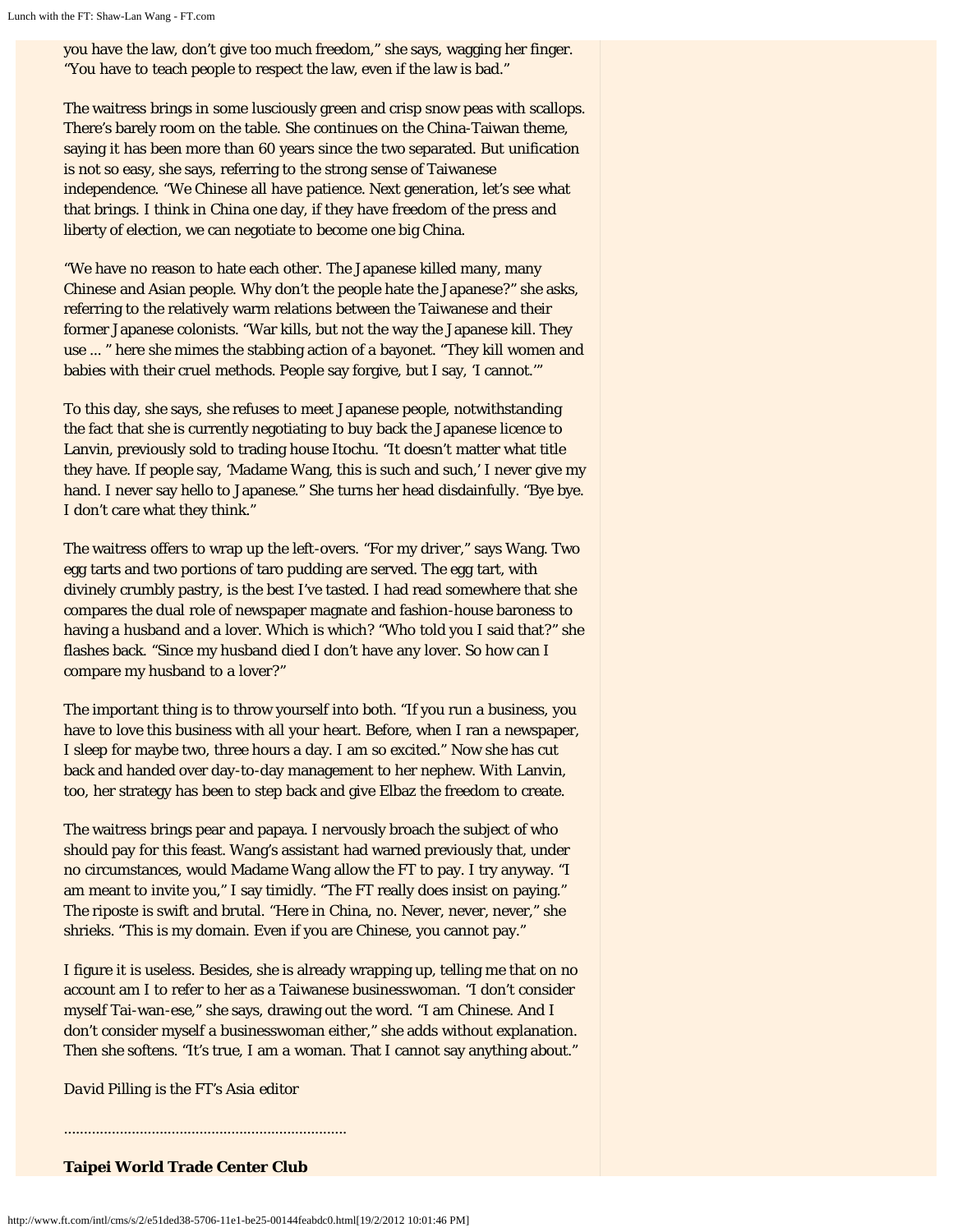you have the law, don't give too much freedom," she says, wagging her finger. "You have to teach people to respect the law, even if the law is bad."

The waitress brings in some lusciously green and crisp snow peas with scallops. There's barely room on the table. She continues on the China-Taiwan theme, saying it has been more than 60 years since the two separated. But unification is not so easy, she says, referring to the strong sense of Taiwanese independence. "We Chinese all have patience. Next generation, let's see what that brings. I think in China one day, if they have freedom of the press and liberty of election, we can negotiate to become one big China.

"We have no reason to hate each other. The Japanese killed many, many Chinese and Asian people. Why don't the people hate the Japanese?" she asks, referring to the relatively warm relations between the Taiwanese and their former Japanese colonists. "War kills, but not the way the Japanese kill. They use ... " here she mimes the stabbing action of a bayonet. "They kill women and babies with their cruel methods. People say forgive, but I say, 'I cannot.'"

To this day, she says, she refuses to meet Japanese people, notwithstanding the fact that she is currently negotiating to buy back the Japanese licence to Lanvin, previously sold to trading house Itochu. "It doesn't matter what title they have. If people say, 'Madame Wang, this is such and such,' I never give my hand. I never say hello to Japanese." She turns her head disdainfully. "Bye bye. I don't care what they think."

The waitress offers to wrap up the left-overs. "For my driver," says Wang. Two egg tarts and two portions of taro pudding are served. The egg tart, with divinely crumbly pastry, is the best I've tasted. I had read somewhere that she compares the dual role of newspaper magnate and fashion-house baroness to having a husband and a lover. Which is which? "Who told you I said that?" she flashes back. "Since my husband died I don't have any lover. So how can I compare my husband to a lover?"

The important thing is to throw yourself into both. "If you run a business, you have to love this business with all your heart. Before, when I ran a newspaper, I sleep for maybe two, three hours a day. I am so excited." Now she has cut back and handed over day-to-day management to her nephew. With Lanvin, too, her strategy has been to step back and give Elbaz the freedom to create.

The waitress brings pear and papaya. I nervously broach the subject of who should pay for this feast. Wang's assistant had warned previously that, under no circumstances, would Madame Wang allow the FT to pay. I try anyway. "I am meant to invite you," I say timidly. "The FT really does insist on paying." The riposte is swift and brutal. "Here in China, no. Never, never, never," she shrieks. "This is my domain. Even if you are Chinese, you cannot pay."

I figure it is useless. Besides, she is already wrapping up, telling me that on no account am I to refer to her as a Taiwanese businesswoman. "I don't consider myself Tai-wan-ese," she says, drawing out the word. "I am Chinese. And I don't consider myself a businesswoman either," she adds without explanation. Then she softens. "It's true, I am a woman. That I cannot say anything about."

*David Pilling is the FT's Asia editor*

.....................................................................

**Taipei World Trade Center Club**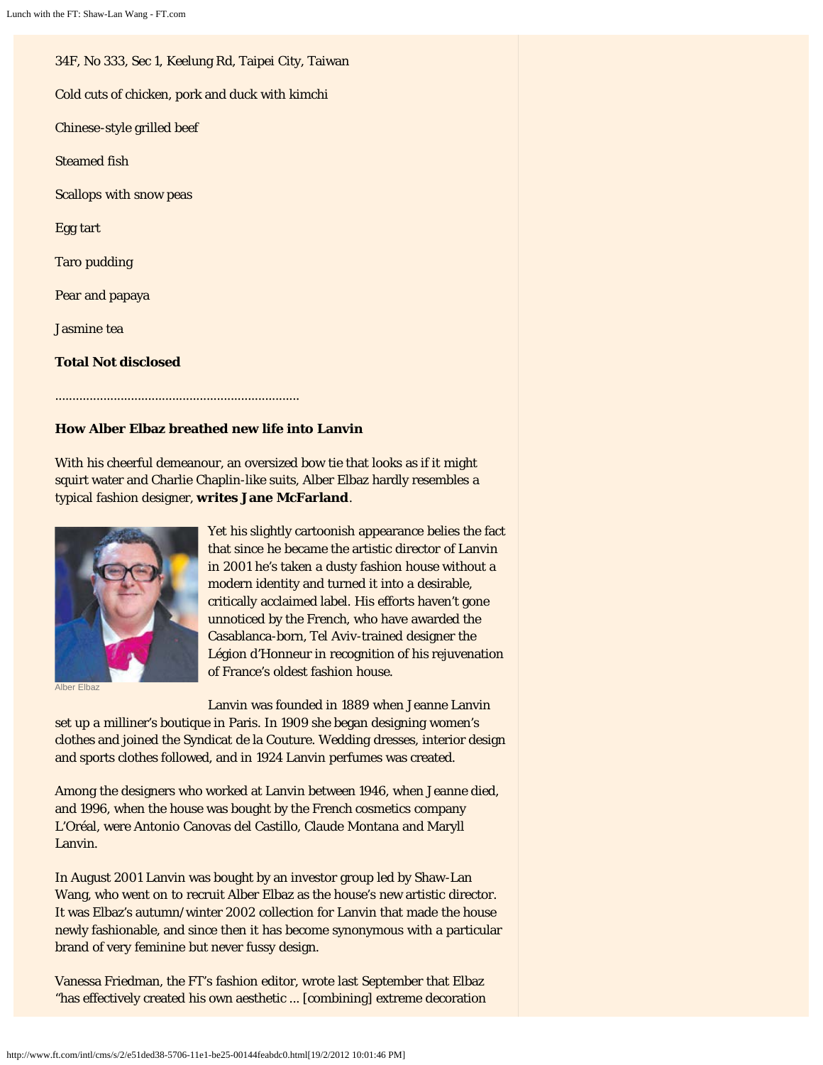34F, No 333, Sec 1, Keelung Rd, Taipei City, Taiwan

Cold cuts of chicken, pork and duck with kimchi

Chinese-style grilled beef

Steamed fish

Scallops with snow peas

Egg tart

Taro pudding

Pear and papaya

Jasmine tea

**Total Not disclosed**

......................................................................

**How Alber Elbaz breathed new life into Lanvin**

With his cheerful demeanour, an oversized bow tie that looks as if it might squirt water and Charlie Chaplin-like suits, Alber Elbaz hardly resembles a typical fashion designer, **writes Jane McFarland**.

Alber Elbaz

Yet his slightly cartoonish appearance belies the fact that since he became the artistic director of Lanvin in 2001 he's taken a dusty fashion house without a modern identity and turned it into a desirable, critically acclaimed label. His efforts haven't gone unnoticed by the French, who have awarded the Casablanca-born, Tel Aviv-trained designer the Légion d'Honneur in recognition of his rejuvenation of France's oldest fashion house.

Lanvin was founded in 1889 when Jeanne Lanvin set up a milliner's boutique in Paris. In 1909 she began designing women's clothes and joined the Syndicat de la Couture. Wedding dresses, interior design and sports clothes followed, and in 1924 Lanvin perfumes was created.

Among the designers who worked at Lanvin between 1946, when Jeanne died, and 1996, when the house was bought by the French cosmetics company L'Oréal, were Antonio Canovas del Castillo, Claude Montana and Maryll Lanvin.

In August 2001 Lanvin was bought by an investor group led by Shaw-Lan Wang, who went on to recruit Alber Elbaz as the house's new artistic director. It was Elbaz's autumn/winter 2002 collection for Lanvin that made the house newly fashionable, and since then it has become synonymous with a particular brand of very feminine but never fussy design.

Vanessa Friedman, the FT's fashion editor, wrote last September that Elbaz "has effectively created his own aesthetic ... [combining] extreme decoration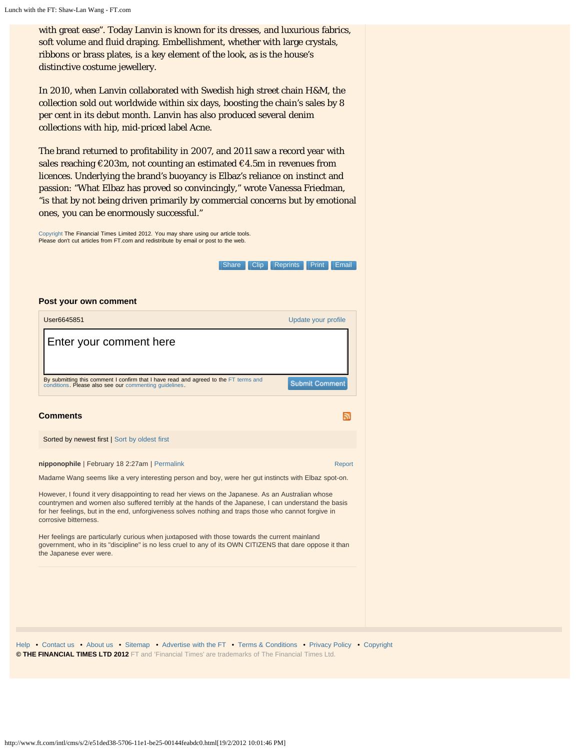with great ease". Today Lanvin is known for its dresses, and luxurious fabrics, soft volume and fluid draping. Embellishment, whether with large crystals, ribbons or brass plates, is a key element of the look, as is the house's distinctive costume jewellery.

In 2010, when Lanvin collaborated with Swedish high street chain H&M, the collection sold out worldwide within six days, boosting the chain's sales by 8 per cent in its debut month. Lanvin has also produced several denim collections with hip, mid-priced label Acne.

The brand returned to profitability in 2007, and 2011 saw a record year with sales reaching €203m, not counting an estimated €4.5m in revenues from licences. Underlying the brand's buoyancy is Elbaz's reliance on instinct and passion: "What Elbaz has proved so convincingly," wrote Vanessa Friedman, "is that by not being driven primarily by commercial concerns but by emotional ones, you can be enormously successful."

Copyright The Financial Times Limited 2012. You may share using our article tools.
Please don't cut articles from FT.com and redistribute by email or post to the web.

Share Clip Reprints Print Email

**Post your own comment**

User6645851 Update your profile

Enter your comment here

By submitting this comment I confirm that I have read and agreed to the FT terms and conditions. Please also see our commenting guidelines.

Submit Comment

**Comments**

Sorted by newest first | Sort by oldest first

**nipponophile** | February 18 2:27am | Permalink Report

Madame Wang seems like a very interesting person and boy, were her gut instincts with Elbaz spot-on.

However, I found it very disappointing to read her views on the Japanese. As an Australian whose countrymen and women also suffered terribly at the hands of the Japanese, I can understand the basis for her feelings, but in the end, unforgiveness solves nothing and traps those who cannot forgive in corrosive bitterness.

Her feelings are particularly curious when juxtaposed with those towards the current mainland government, who in its "discipline" is no less cruel to any of its OWN CITIZENS that dare oppose it than the Japanese ever were.

Help • Contact us • About us • Sitemap • Advertise with the FT • Terms & Conditions • Privacy Policy • Copyright
**© THE FINANCIAL TIMES LTD 2012** FT and 'Financial Times' are trademarks of The Financial Times Ltd.